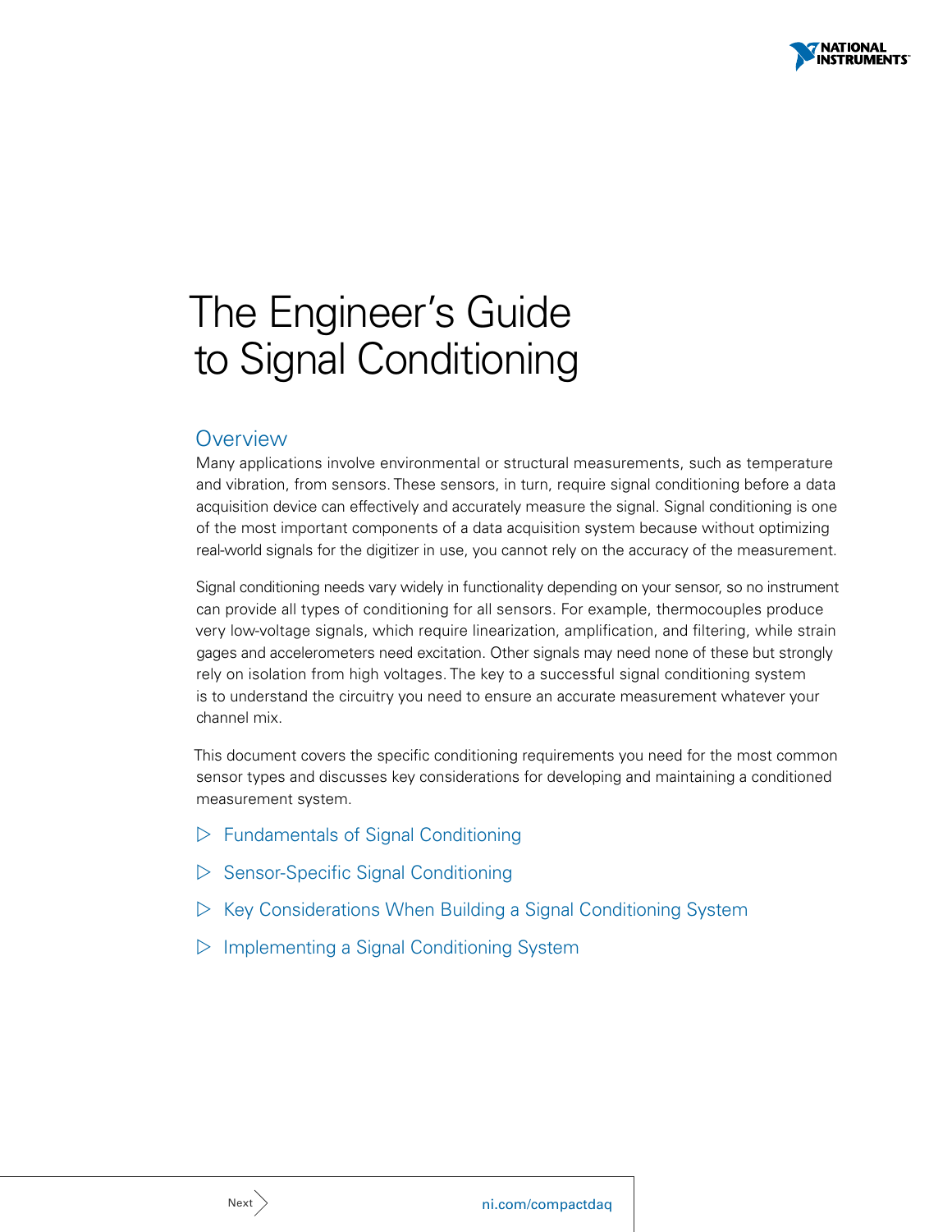# The Engineer's Guide to Signal Conditioning

## Overview

Many applications involve environmental or structural measurements, such as temperature and vibration, from sensors. These sensors, in turn, require signal conditioning before a data acquisition device can effectively and accurately measure the signal. Signal conditioning is one of the most important components of a data acquisition system because without optimizing real-world signals for the digitizer in use, you cannot rely on the accuracy of the measurement.

Signal conditioning needs vary widely in functionality depending on your sensor, so no instrument can provide all types of conditioning for all sensors. For example, thermocouples produce very low-voltage signals, which require linearization, amplification, and filtering, while strain gages and accelerometers need excitation. Other signals may need none of these but strongly rely on isolation from high voltages. The key to a successful signal conditioning system is to understand the circuitry you need to ensure an accurate measurement whatever your channel mix.

This document covers the specific conditioning requirements you need for the most common sensor types and discusses key considerations for developing and maintaining a conditioned measurement system.

- ▷ Fundamentals of Signal Conditioning
- ▷ Sensor-Specific Signal Conditioning
- ▷ Key Considerations When Building a Signal Conditioning System
- ▷ Implementing a Signal Conditioning System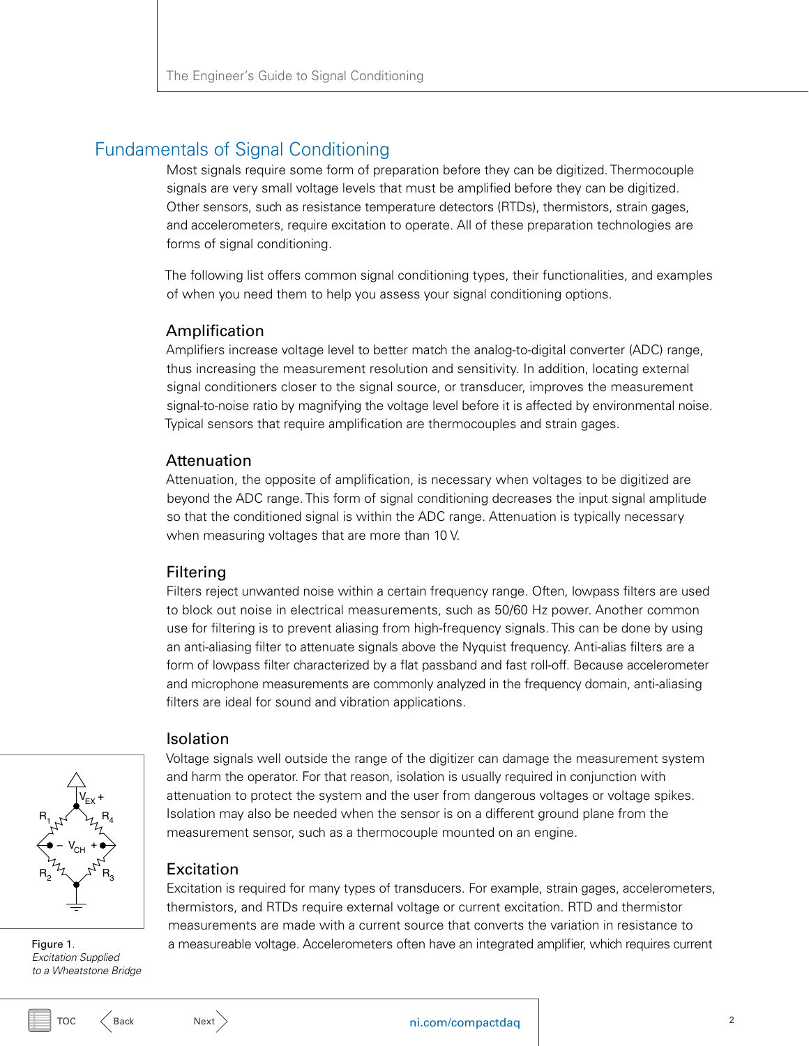## Fundamentals of Signal Conditioning

Most signals require some form of preparation before they can be digitized. Thermocouple signals are very small voltage levels that must be amplified before they can be digitized. Other sensors, such as resistance temperature detectors (RTDs), thermistors, strain gages, and accelerometers, require excitation to operate. All of these preparation technologies are forms of signal conditioning.

The following list offers common signal conditioning types, their functionalities, and examples of when you need them to help you assess your signal conditioning options.

### Amplification

Amplifiers increase voltage level to better match the analog-to-digital converter (ADC) range, thus increasing the measurement resolution and sensitivity. In addition, locating external signal conditioners closer to the signal source, or transducer, improves the measurement signal-to-noise ratio by magnifying the voltage level before it is affected by environmental noise. Typical sensors that require amplification are thermocouples and strain gages.

### Attenuation

Attenuation, the opposite of amplification, is necessary when voltages to be digitized are beyond the ADC range. This form of signal conditioning decreases the input signal amplitude so that the conditioned signal is within the ADC range. Attenuation is typically necessary when measuring voltages that are more than 10 V.

### Filtering

Filters reject unwanted noise within a certain frequency range. Often, lowpass filters are used to block out noise in electrical measurements, such as 50/60 Hz power. Another common use for filtering is to prevent aliasing from high-frequency signals. This can be done by using an anti-aliasing filter to attenuate signals above the Nyquist frequency. Anti-alias filters are a form of lowpass filter characterized by a flat passband and fast roll-off. Because accelerometer and microphone measurements are commonly analyzed in the frequency domain, anti-aliasing filters are ideal for sound and vibration applications.

### Isolation

Voltage signals well outside the range of the digitizer can damage the measurement system and harm the operator. For that reason, isolation is usually required in conjunction with attenuation to protect the system and the user from dangerous voltages or voltage spikes. Isolation may also be needed when the sensor is on a different ground plane from the measurement sensor, such as a thermocouple mounted on an engine.

### Excitation

Excitation is required for many types of transducers. For example, strain gages, accelerometers, thermistors, and RTDs require external voltage or current excitation. RTD and thermistor measurements are made with a current source that converts the variation in resistance to a measureable voltage. Accelerometers often have an integrated amplifier, which requires current

$V_{EX}$ +, $R_1$, $R_4$, − $V_{CH}$ +, $R_2$, $R_3$

Figure 1. *Excitation Supplied to a Wheatstone Bridge*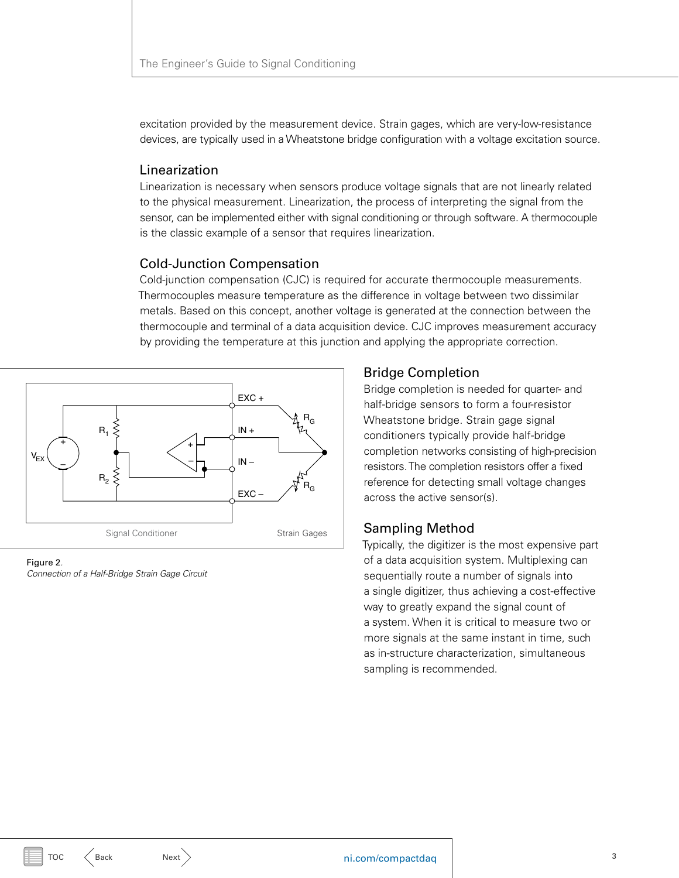excitation provided by the measurement device. Strain gages, which are very-low-resistance devices, are typically used in a Wheatstone bridge configuration with a voltage excitation source.

## Linearization

Linearization is necessary when sensors produce voltage signals that are not linearly related to the physical measurement. Linearization, the process of interpreting the signal from the sensor, can be implemented either with signal conditioning or through software. A thermocouple is the classic example of a sensor that requires linearization.

## Cold-Junction Compensation

Cold-junction compensation (CJC) is required for accurate thermocouple measurements. Thermocouples measure temperature as the difference in voltage between two dissimilar metals. Based on this concept, another voltage is generated at the connection between the thermocouple and terminal of a data acquisition device. CJC improves measurement accuracy by providing the temperature at this junction and applying the appropriate correction.

Figure 2.
*Connection of a Half-Bridge Strain Gage Circuit*

## Bridge Completion

Bridge completion is needed for quarter- and half-bridge sensors to form a four-resistor Wheatstone bridge. Strain gage signal conditioners typically provide half-bridge completion networks consisting of high-precision resistors. The completion resistors offer a fixed reference for detecting small voltage changes across the active sensor(s).

## Sampling Method

Typically, the digitizer is the most expensive part of a data acquisition system. Multiplexing can sequentially route a number of signals into a single digitizer, thus achieving a cost-effective way to greatly expand the signal count of a system. When it is critical to measure two or more signals at the same instant in time, such as in-structure characterization, simultaneous sampling is recommended.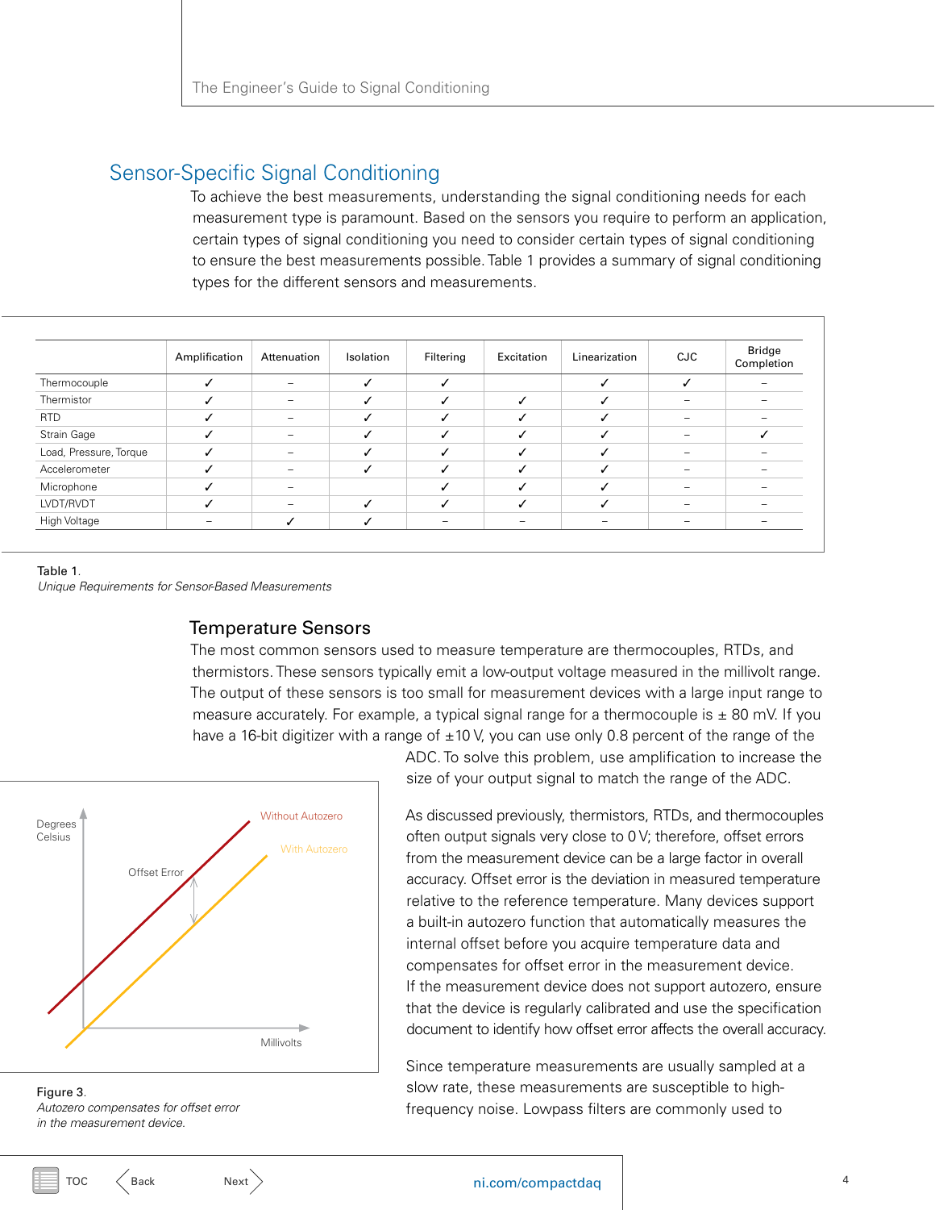## Sensor-Specific Signal Conditioning

To achieve the best measurements, understanding the signal conditioning needs for each measurement type is paramount. Based on the sensors you require to perform an application, certain types of signal conditioning you need to consider certain types of signal conditioning to ensure the best measurements possible. Table 1 provides a summary of signal conditioning types for the different sensors and measurements.

| | Amplification | Attenuation | Isolation | Filtering | Excitation | Linearization | CJC | Bridge Completion |
|---|---|---|---|---|---|---|---|---|
| Thermocouple | ✓ | – | ✓ | ✓ | | ✓ | ✓ | – |
| Thermistor | ✓ | – | ✓ | ✓ | ✓ | ✓ | – | – |
| RTD | ✓ | – | ✓ | ✓ | ✓ | ✓ | – | – |
| Strain Gage | ✓ | – | ✓ | ✓ | ✓ | ✓ | – | ✓ |
| Load, Pressure, Torque | ✓ | – | ✓ | ✓ | ✓ | ✓ | – | – |
| Accelerometer | ✓ | – | ✓ | ✓ | ✓ | ✓ | – | – |
| Microphone | ✓ | – | | ✓ | ✓ | ✓ | – | – |
| LVDT/RVDT | ✓ | – | ✓ | ✓ | ✓ | ✓ | – | – |
| High Voltage | – | ✓ | ✓ | – | – | – | – | – |

Table 1.
*Unique Requirements for Sensor-Based Measurements*

### Temperature Sensors

The most common sensors used to measure temperature are thermocouples, RTDs, and thermistors. These sensors typically emit a low-output voltage measured in the millivolt range. The output of these sensors is too small for measurement devices with a large input range to measure accurately. For example, a typical signal range for a thermocouple is ± 80 mV. If you have a 16-bit digitizer with a range of ±10 V, you can use only 0.8 percent of the range of the ADC. To solve this problem, use amplification to increase the size of your output signal to match the range of the ADC.

As discussed previously, thermistors, RTDs, and thermocouples often output signals very close to 0 V; therefore, offset errors from the measurement device can be a large factor in overall accuracy. Offset error is the deviation in measured temperature relative to the reference temperature. Many devices support a built-in autozero function that automatically measures the internal offset before you acquire temperature data and compensates for offset error in the measurement device. If the measurement device does not support autozero, ensure that the device is regularly calibrated and use the specification document to identify how offset error affects the overall accuracy.

Degrees Celsius | Millivolts | Offset Error | Without Autozero | With Autozero

Figure 3.
*Autozero compensates for offset error in the measurement device.*

Since temperature measurements are usually sampled at a slow rate, these measurements are susceptible to high-frequency noise. Lowpass filters are commonly used to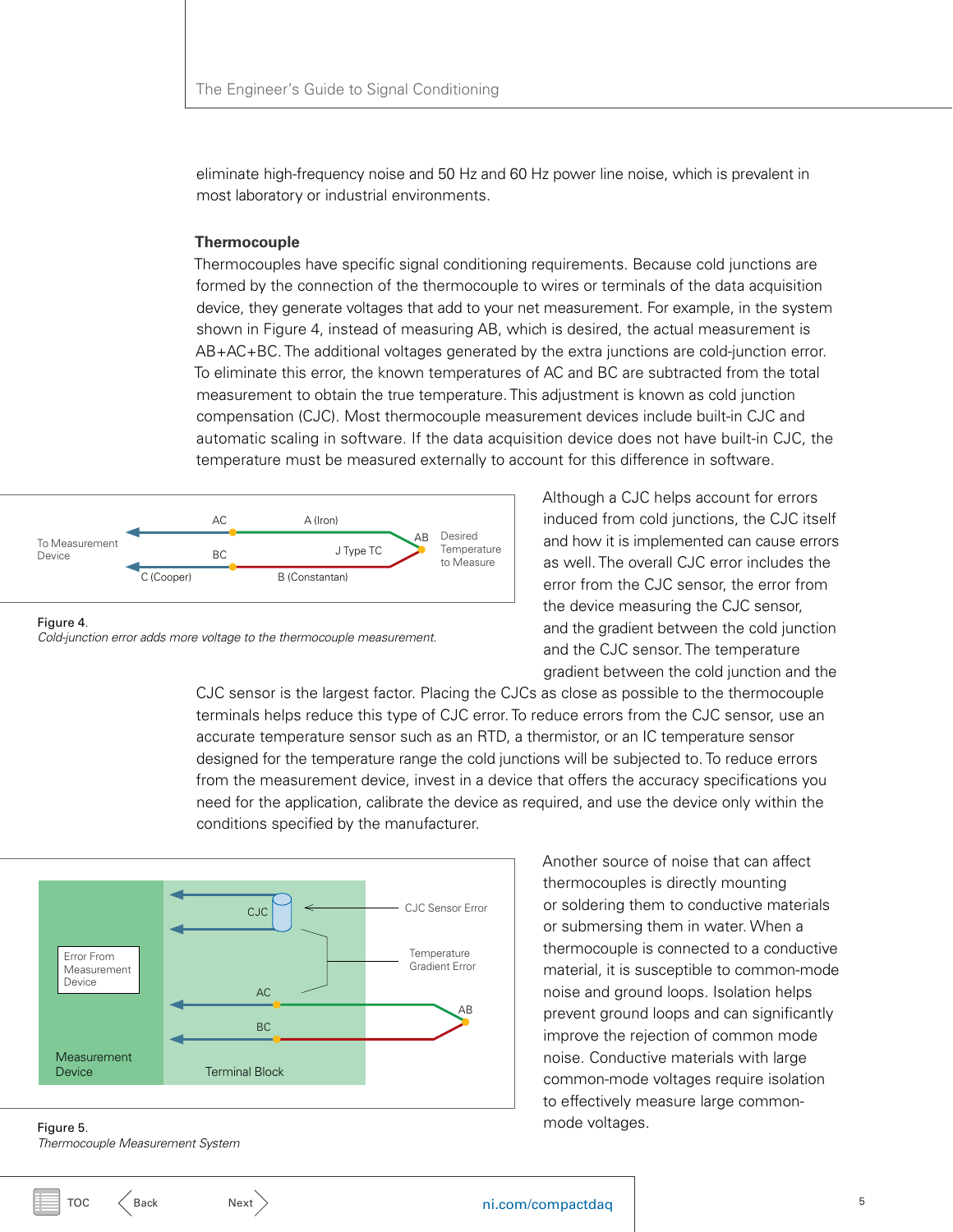eliminate high-frequency noise and 50 Hz and 60 Hz power line noise, which is prevalent in most laboratory or industrial environments.

### Thermocouple

Thermocouples have specific signal conditioning requirements. Because cold junctions are formed by the connection of the thermocouple to wires or terminals of the data acquisition device, they generate voltages that add to your net measurement. For example, in the system shown in Figure 4, instead of measuring AB, which is desired, the actual measurement is AB+AC+BC. The additional voltages generated by the extra junctions are cold-junction error. To eliminate this error, the known temperatures of AC and BC are subtracted from the total measurement to obtain the true temperature. This adjustment is known as cold junction compensation (CJC). Most thermocouple measurement devices include built-in CJC and automatic scaling in software. If the data acquisition device does not have built-in CJC, the temperature must be measured externally to account for this difference in software.

Figure 4.
*Cold-junction error adds more voltage to the thermocouple measurement.*

Although a CJC helps account for errors induced from cold junctions, the CJC itself and how it is implemented can cause errors as well. The overall CJC error includes the error from the CJC sensor, the error from the device measuring the CJC sensor, and the gradient between the cold junction and the CJC sensor. The temperature gradient between the cold junction and the CJC sensor is the largest factor. Placing the CJCs as close as possible to the thermocouple terminals helps reduce this type of CJC error. To reduce errors from the CJC sensor, use an accurate temperature sensor such as an RTD, a thermistor, or an IC temperature sensor designed for the temperature range the cold junctions will be subjected to. To reduce errors from the measurement device, invest in a device that offers the accuracy specifications you need for the application, calibrate the device as required, and use the device only within the conditions specified by the manufacturer.

Figure 5.
*Thermocouple Measurement System*

Another source of noise that can affect thermocouples is directly mounting or soldering them to conductive materials or submersing them in water. When a thermocouple is connected to a conductive material, it is susceptible to common-mode noise and ground loops. Isolation helps prevent ground loops and can significantly improve the rejection of common mode noise. Conductive materials with large common-mode voltages require isolation to effectively measure large common-mode voltages.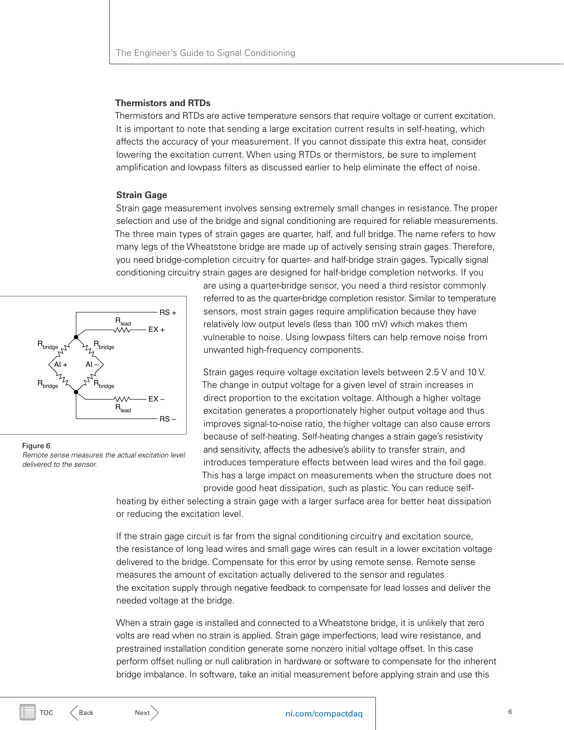### Thermistors and RTDs

Thermistors and RTDs are active temperature sensors that require voltage or current excitation. It is important to note that sending a large excitation current results in self-heating, which affects the accuracy of your measurement. If you cannot dissipate this extra heat, consider lowering the excitation current. When using RTDs or thermistors, be sure to implement amplification and lowpass filters as discussed earlier to help eliminate the effect of noise.

### Strain Gage

Strain gage measurement involves sensing extremely small changes in resistance. The proper selection and use of the bridge and signal conditioning are required for reliable measurements. The three main types of strain gages are quarter, half, and full bridge. The name refers to how many legs of the Wheatstone bridge are made up of actively sensing strain gages. Therefore, you need bridge-completion circuitry for quarter- and half-bridge strain gages. Typically signal conditioning circuitry strain gages are designed for half-bridge completion networks. If you are using a quarter-bridge sensor, you need a third resistor commonly referred to as the quarter-bridge completion resistor. Similar to temperature sensors, most strain gages require amplification because they have relatively low output levels (less than 100 mV) which makes them vulnerable to noise. Using lowpass filters can help remove noise from unwanted high-frequency components.

Figure 6.
*Remote sense measures the actual excitation level delivered to the sensor.*

Strain gages require voltage excitation levels between 2.5 V and 10 V. The change in output voltage for a given level of strain increases in direct proportion to the excitation voltage. Although a higher voltage excitation generates a proportionately higher output voltage and thus improves signal-to-noise ratio, the higher voltage can also cause errors because of self-heating. Self-heating changes a strain gage's resistivity and sensitivity, affects the adhesive's ability to transfer strain, and introduces temperature effects between lead wires and the foil gage. This has a large impact on measurements when the structure does not provide good heat dissipation, such as plastic. You can reduce self-heating by either selecting a strain gage with a larger surface area for better heat dissipation or reducing the excitation level.

If the strain gage circuit is far from the signal conditioning circuitry and excitation source, the resistance of long lead wires and small gage wires can result in a lower excitation voltage delivered to the bridge. Compensate for this error by using remote sense. Remote sense measures the amount of excitation actually delivered to the sensor and regulates the excitation supply through negative feedback to compensate for lead losses and deliver the needed voltage at the bridge.

When a strain gage is installed and connected to a Wheatstone bridge, it is unlikely that zero volts are read when no strain is applied. Strain gage imperfections, lead wire resistance, and prestrained installation condition generate some nonzero initial voltage offset. In this case perform offset nulling or null calibration in hardware or software to compensate for the inherent bridge imbalance. In software, take an initial measurement before applying strain and use this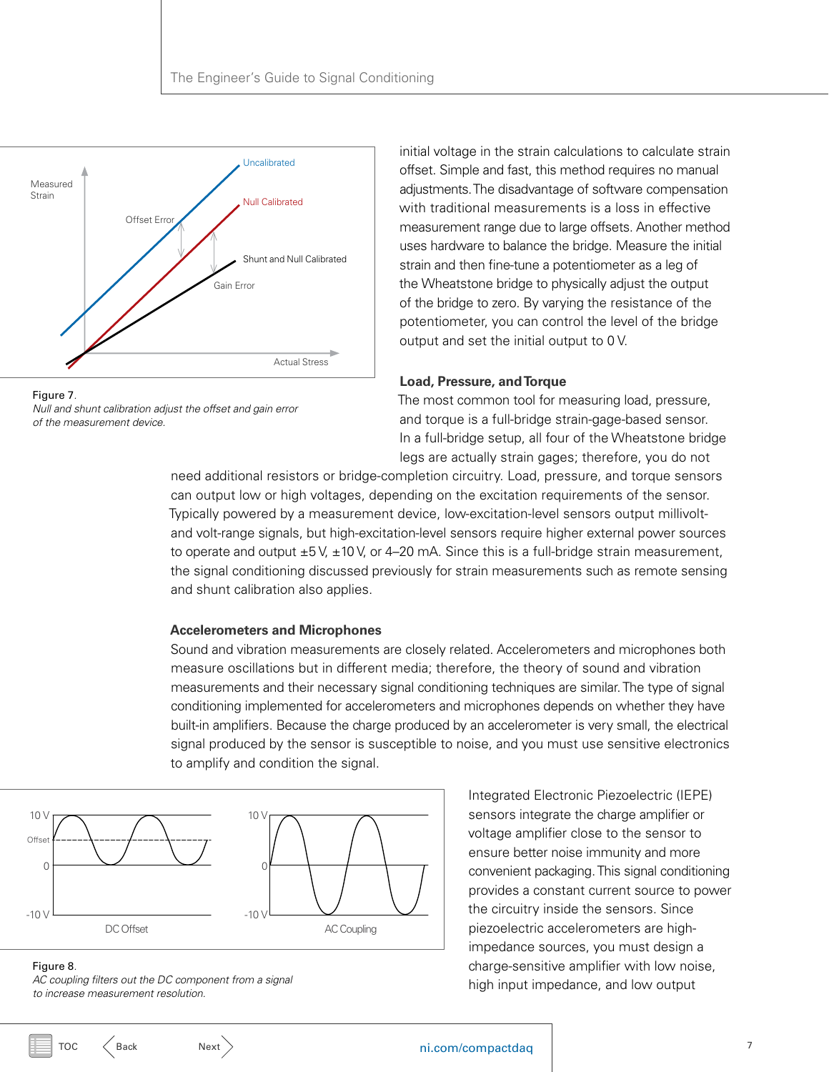initial voltage in the strain calculations to calculate strain offset. Simple and fast, this method requires no manual adjustments. The disadvantage of software compensation with traditional measurements is a loss in effective measurement range due to large offsets. Another method uses hardware to balance the bridge. Measure the initial strain and then fine-tune a potentiometer as a leg of the Wheatstone bridge to physically adjust the output of the bridge to zero. By varying the resistance of the potentiometer, you can control the level of the bridge output and set the initial output to 0 V.

Figure 7.
*Null and shunt calibration adjust the offset and gain error of the measurement device.*

### Load, Pressure, and Torque

The most common tool for measuring load, pressure, and torque is a full-bridge strain-gage-based sensor. In a full-bridge setup, all four of the Wheatstone bridge legs are actually strain gages; therefore, you do not need additional resistors or bridge-completion circuitry. Load, pressure, and torque sensors can output low or high voltages, depending on the excitation requirements of the sensor. Typically powered by a measurement device, low-excitation-level sensors output millivolt- and volt-range signals, but high-excitation-level sensors require higher external power sources to operate and output ±5 V, ±10 V, or 4–20 mA. Since this is a full-bridge strain measurement, the signal conditioning discussed previously for strain measurements such as remote sensing and shunt calibration also applies.

### Accelerometers and Microphones

Sound and vibration measurements are closely related. Accelerometers and microphones both measure oscillations but in different media; therefore, the theory of sound and vibration measurements and their necessary signal conditioning techniques are similar. The type of signal conditioning implemented for accelerometers and microphones depends on whether they have built-in amplifiers. Because the charge produced by an accelerometer is very small, the electrical signal produced by the sensor is susceptible to noise, and you must use sensitive electronics to amplify and condition the signal.

Figure 8.
*AC coupling filters out the DC component from a signal to increase measurement resolution.*

Integrated Electronic Piezoelectric (IEPE) sensors integrate the charge amplifier or voltage amplifier close to the sensor to ensure better noise immunity and more convenient packaging. This signal conditioning provides a constant current source to power the circuitry inside the sensors. Since piezoelectric accelerometers are high-impedance sources, you must design a charge-sensitive amplifier with low noise, high input impedance, and low output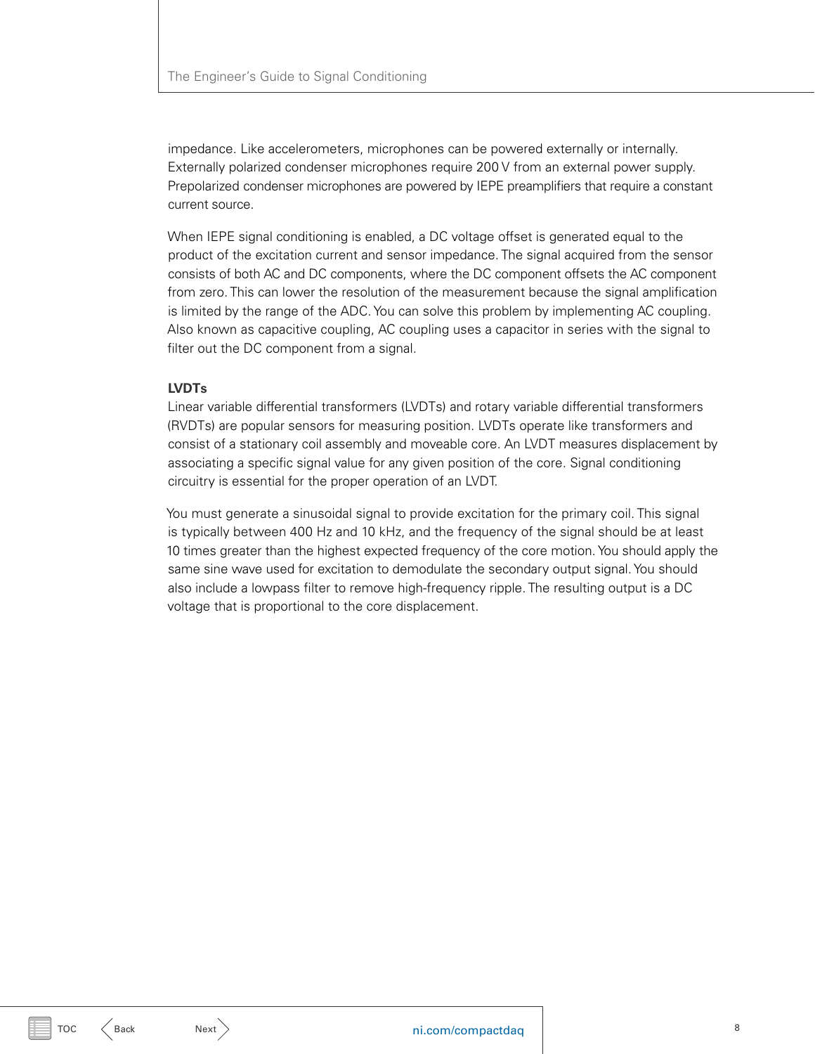impedance. Like accelerometers, microphones can be powered externally or internally. Externally polarized condenser microphones require 200 V from an external power supply. Prepolarized condenser microphones are powered by IEPE preamplifiers that require a constant current source.

When IEPE signal conditioning is enabled, a DC voltage offset is generated equal to the product of the excitation current and sensor impedance. The signal acquired from the sensor consists of both AC and DC components, where the DC component offsets the AC component from zero. This can lower the resolution of the measurement because the signal amplification is limited by the range of the ADC. You can solve this problem by implementing AC coupling. Also known as capacitive coupling, AC coupling uses a capacitor in series with the signal to filter out the DC component from a signal.

**LVDTs**

Linear variable differential transformers (LVDTs) and rotary variable differential transformers (RVDTs) are popular sensors for measuring position. LVDTs operate like transformers and consist of a stationary coil assembly and moveable core. An LVDT measures displacement by associating a specific signal value for any given position of the core. Signal conditioning circuitry is essential for the proper operation of an LVDT.

You must generate a sinusoidal signal to provide excitation for the primary coil. This signal is typically between 400 Hz and 10 kHz, and the frequency of the signal should be at least 10 times greater than the highest expected frequency of the core motion. You should apply the same sine wave used for excitation to demodulate the secondary output signal. You should also include a lowpass filter to remove high-frequency ripple. The resulting output is a DC voltage that is proportional to the core displacement.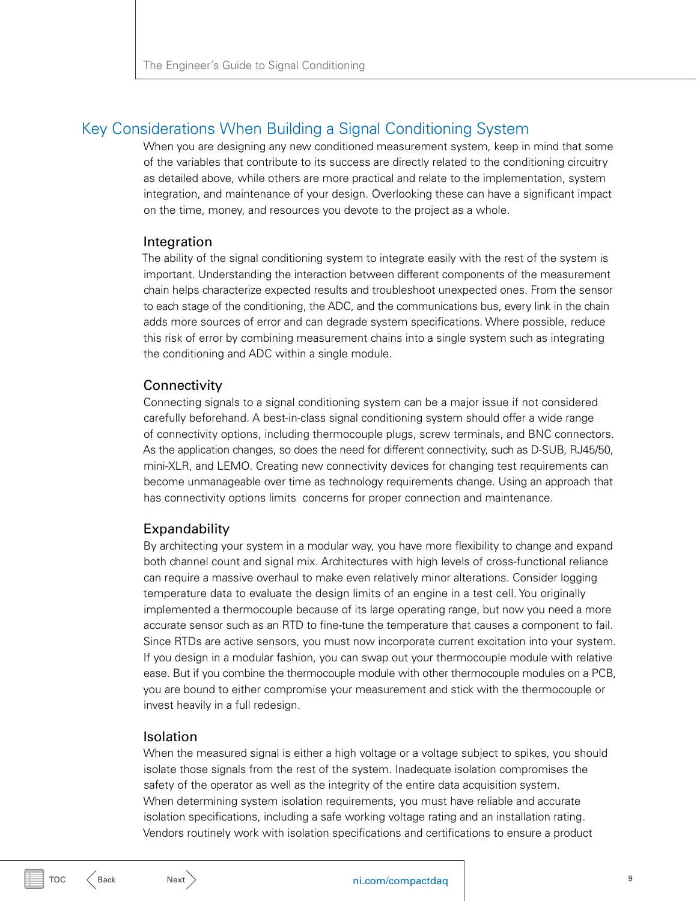## Key Considerations When Building a Signal Conditioning System

When you are designing any new conditioned measurement system, keep in mind that some of the variables that contribute to its success are directly related to the conditioning circuitry as detailed above, while others are more practical and relate to the implementation, system integration, and maintenance of your design. Overlooking these can have a significant impact on the time, money, and resources you devote to the project as a whole.

### Integration

The ability of the signal conditioning system to integrate easily with the rest of the system is important. Understanding the interaction between different components of the measurement chain helps characterize expected results and troubleshoot unexpected ones. From the sensor to each stage of the conditioning, the ADC, and the communications bus, every link in the chain adds more sources of error and can degrade system specifications. Where possible, reduce this risk of error by combining measurement chains into a single system such as integrating the conditioning and ADC within a single module.

### Connectivity

Connecting signals to a signal conditioning system can be a major issue if not considered carefully beforehand. A best-in-class signal conditioning system should offer a wide range of connectivity options, including thermocouple plugs, screw terminals, and BNC connectors. As the application changes, so does the need for different connectivity, such as D-SUB, RJ45/50, mini-XLR, and LEMO. Creating new connectivity devices for changing test requirements can become unmanageable over time as technology requirements change. Using an approach that has connectivity options limits concerns for proper connection and maintenance.

### Expandability

By architecting your system in a modular way, you have more flexibility to change and expand both channel count and signal mix. Architectures with high levels of cross-functional reliance can require a massive overhaul to make even relatively minor alterations. Consider logging temperature data to evaluate the design limits of an engine in a test cell. You originally implemented a thermocouple because of its large operating range, but now you need a more accurate sensor such as an RTD to fine-tune the temperature that causes a component to fail. Since RTDs are active sensors, you must now incorporate current excitation into your system. If you design in a modular fashion, you can swap out your thermocouple module with relative ease. But if you combine the thermocouple module with other thermocouple modules on a PCB, you are bound to either compromise your measurement and stick with the thermocouple or invest heavily in a full redesign.

### Isolation

When the measured signal is either a high voltage or a voltage subject to spikes, you should isolate those signals from the rest of the system. Inadequate isolation compromises the safety of the operator as well as the integrity of the entire data acquisition system. When determining system isolation requirements, you must have reliable and accurate isolation specifications, including a safe working voltage rating and an installation rating. Vendors routinely work with isolation specifications and certifications to ensure a product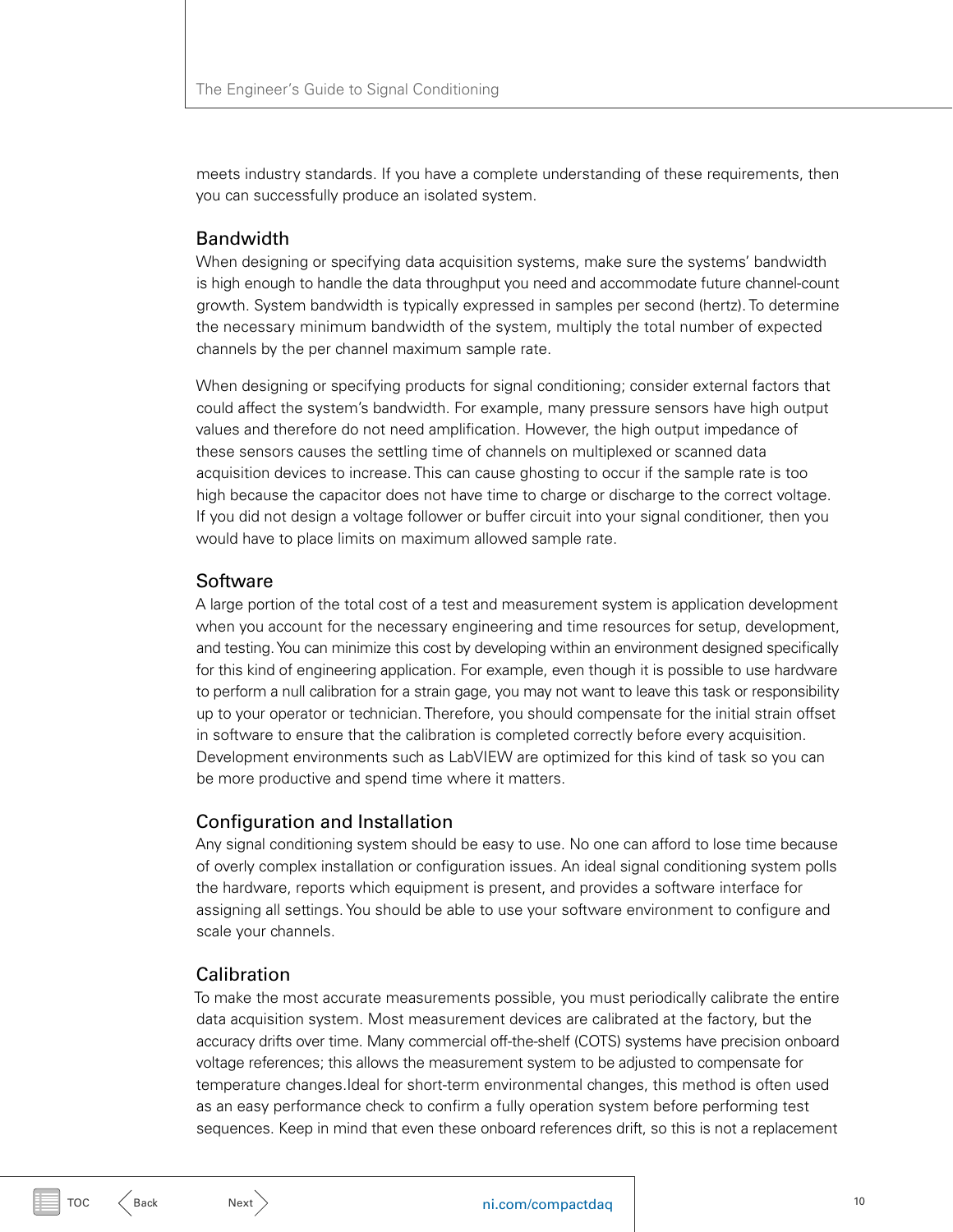meets industry standards. If you have a complete understanding of these requirements, then you can successfully produce an isolated system.

## Bandwidth

When designing or specifying data acquisition systems, make sure the systems' bandwidth is high enough to handle the data throughput you need and accommodate future channel-count growth. System bandwidth is typically expressed in samples per second (hertz). To determine the necessary minimum bandwidth of the system, multiply the total number of expected channels by the per channel maximum sample rate.

When designing or specifying products for signal conditioning; consider external factors that could affect the system's bandwidth. For example, many pressure sensors have high output values and therefore do not need amplification. However, the high output impedance of these sensors causes the settling time of channels on multiplexed or scanned data acquisition devices to increase. This can cause ghosting to occur if the sample rate is too high because the capacitor does not have time to charge or discharge to the correct voltage. If you did not design a voltage follower or buffer circuit into your signal conditioner, then you would have to place limits on maximum allowed sample rate.

## Software

A large portion of the total cost of a test and measurement system is application development when you account for the necessary engineering and time resources for setup, development, and testing. You can minimize this cost by developing within an environment designed specifically for this kind of engineering application. For example, even though it is possible to use hardware to perform a null calibration for a strain gage, you may not want to leave this task or responsibility up to your operator or technician. Therefore, you should compensate for the initial strain offset in software to ensure that the calibration is completed correctly before every acquisition. Development environments such as LabVIEW are optimized for this kind of task so you can be more productive and spend time where it matters.

## Configuration and Installation

Any signal conditioning system should be easy to use. No one can afford to lose time because of overly complex installation or configuration issues. An ideal signal conditioning system polls the hardware, reports which equipment is present, and provides a software interface for assigning all settings. You should be able to use your software environment to configure and scale your channels.

## Calibration

To make the most accurate measurements possible, you must periodically calibrate the entire data acquisition system. Most measurement devices are calibrated at the factory, but the accuracy drifts over time. Many commercial off-the-shelf (COTS) systems have precision onboard voltage references; this allows the measurement system to be adjusted to compensate for temperature changes.Ideal for short-term environmental changes, this method is often used as an easy performance check to confirm a fully operation system before performing test sequences. Keep in mind that even these onboard references drift, so this is not a replacement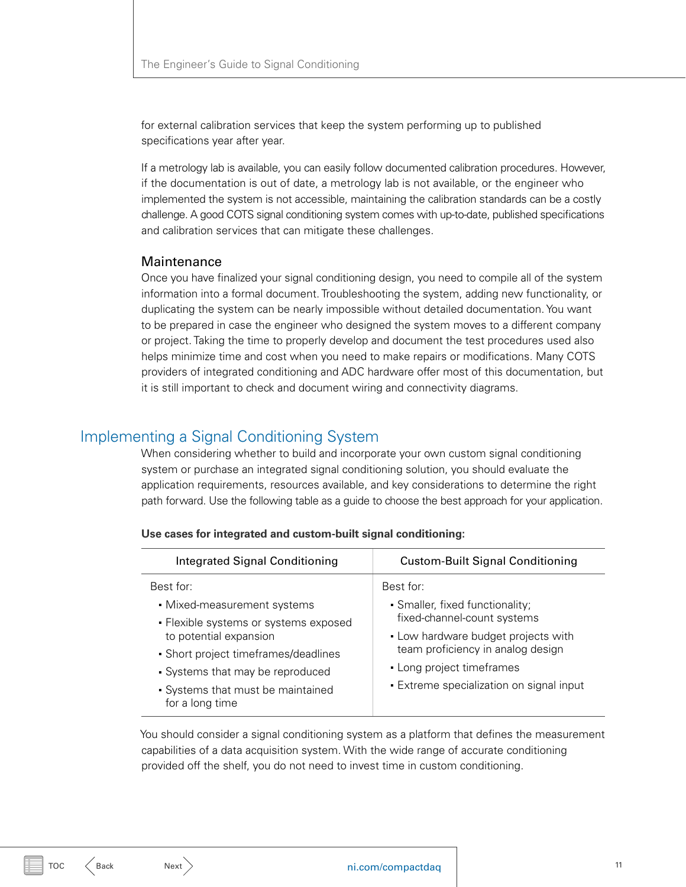for external calibration services that keep the system performing up to published specifications year after year.

If a metrology lab is available, you can easily follow documented calibration procedures. However, if the documentation is out of date, a metrology lab is not available, or the engineer who implemented the system is not accessible, maintaining the calibration standards can be a costly challenge. A good COTS signal conditioning system comes with up-to-date, published specifications and calibration services that can mitigate these challenges.

### Maintenance

Once you have finalized your signal conditioning design, you need to compile all of the system information into a formal document. Troubleshooting the system, adding new functionality, or duplicating the system can be nearly impossible without detailed documentation. You want to be prepared in case the engineer who designed the system moves to a different company or project. Taking the time to properly develop and document the test procedures used also helps minimize time and cost when you need to make repairs or modifications. Many COTS providers of integrated conditioning and ADC hardware offer most of this documentation, but it is still important to check and document wiring and connectivity diagrams.

## Implementing a Signal Conditioning System

When considering whether to build and incorporate your own custom signal conditioning system or purchase an integrated signal conditioning solution, you should evaluate the application requirements, resources available, and key considerations to determine the right path forward. Use the following table as a guide to choose the best approach for your application.

**Use cases for integrated and custom-built signal conditioning:**

| Integrated Signal Conditioning | Custom-Built Signal Conditioning |
|---|---|
| Best for:<br>• Mixed-measurement systems<br>• Flexible systems or systems exposed to potential expansion<br>• Short project timeframes/deadlines<br>• Systems that may be reproduced<br>• Systems that must be maintained for a long time | Best for:<br>• Smaller, fixed functionality; fixed-channel-count systems<br>• Low hardware budget projects with team proficiency in analog design<br>• Long project timeframes<br>• Extreme specialization on signal input |

You should consider a signal conditioning system as a platform that defines the measurement capabilities of a data acquisition system. With the wide range of accurate conditioning provided off the shelf, you do not need to invest time in custom conditioning.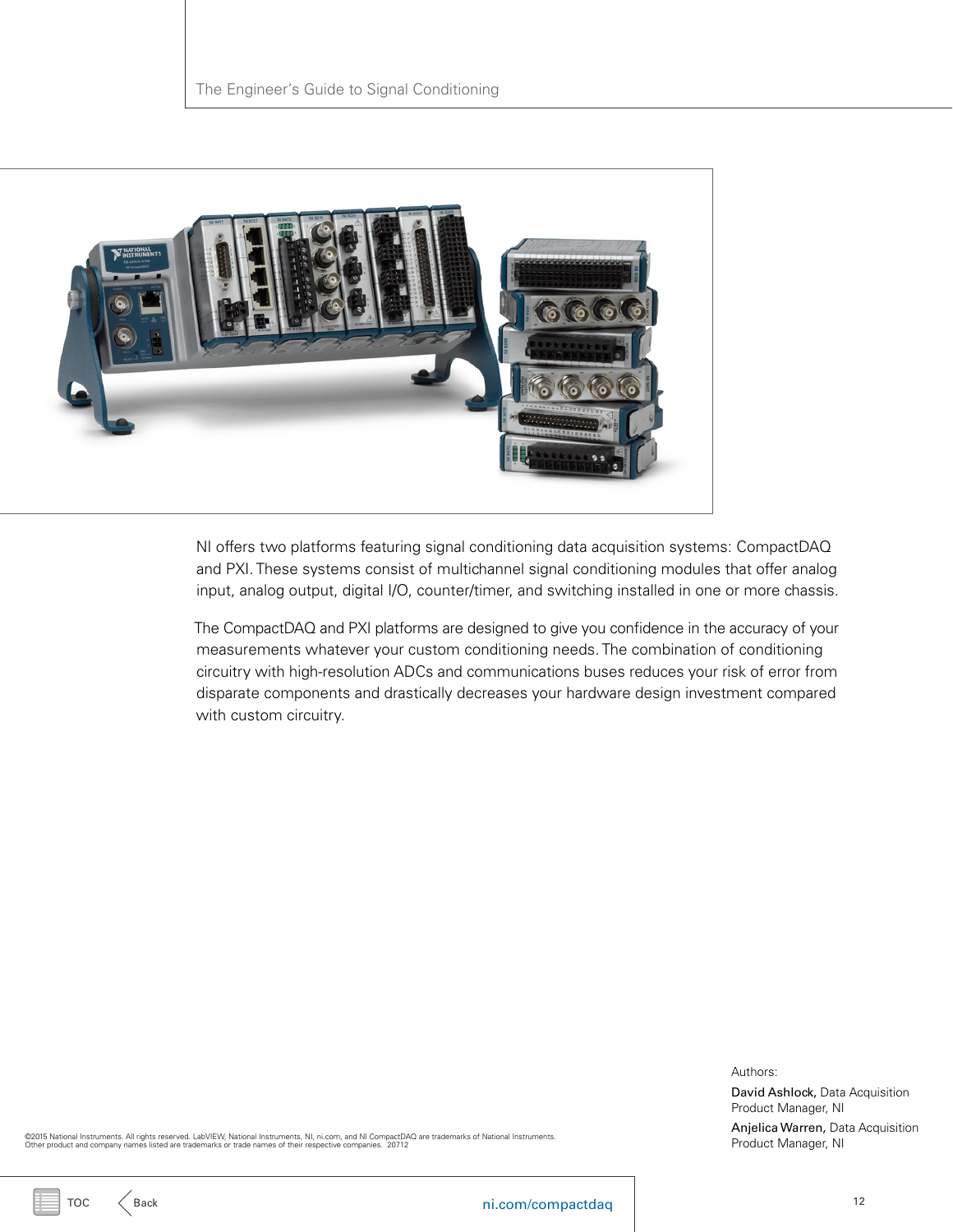NI offers two platforms featuring signal conditioning data acquisition systems: CompactDAQ and PXI. These systems consist of multichannel signal conditioning modules that offer analog input, analog output, digital I/O, counter/timer, and switching installed in one or more chassis.

The CompactDAQ and PXI platforms are designed to give you confidence in the accuracy of your measurements whatever your custom conditioning needs. The combination of conditioning circuitry with high-resolution ADCs and communications buses reduces your risk of error from disparate components and drastically decreases your hardware design investment compared with custom circuitry.

Authors:

**David Ashlock,** Data Acquisition Product Manager, NI

**Anjelica Warren,** Data Acquisition Product Manager, NI

©2015 National Instruments. All rights reserved. LabVIEW, National Instruments, NI, ni.com, and NI CompactDAQ are trademarks of National Instruments. Other product and company names listed are trademarks or trade names of their respective companies. 20712